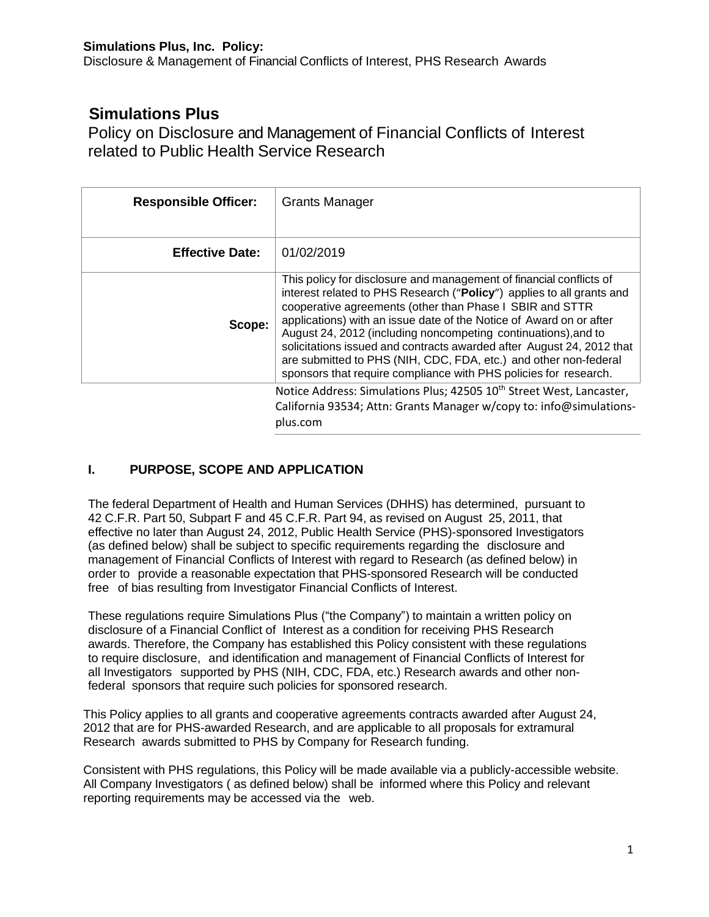# Simulations Plus

## Policy on Disclosure and Management of Financial Conflicts of Interest related to Public Health Service Research

| | |
|---|---|
| **Responsible Officer:** | Grants Manager |
| **Effective Date:** | 01/02/2019 |
| **Scope:** | This policy for disclosure and management of financial conflicts of interest related to PHS Research ("**Policy**") applies to all grants and cooperative agreements (other than Phase I SBIR and STTR applications) with an issue date of the Notice of Award on or after August 24, 2012 (including noncompeting continuations),and to solicitations issued and contracts awarded after August 24, 2012 that are submitted to PHS (NIH, CDC, FDA, etc.) and other non-federal sponsors that require compliance with PHS policies for research. |
| | Notice Address: Simulations Plus; 42505 10th Street West, Lancaster, California 93534; Attn: Grants Manager w/copy to: info@simulations-plus.com |

### I. PURPOSE, SCOPE AND APPLICATION

The federal Department of Health and Human Services (DHHS) has determined, pursuant to 42 C.F.R. Part 50, Subpart F and 45 C.F.R. Part 94, as revised on August 25, 2011, that effective no later than August 24, 2012, Public Health Service (PHS)-sponsored Investigators (as defined below) shall be subject to specific requirements regarding the disclosure and management of Financial Conflicts of Interest with regard to Research (as defined below) in order to provide a reasonable expectation that PHS-sponsored Research will be conducted free of bias resulting from Investigator Financial Conflicts of Interest.

These regulations require Simulations Plus ("the Company") to maintain a written policy on disclosure of a Financial Conflict of Interest as a condition for receiving PHS Research awards. Therefore, the Company has established this Policy consistent with these regulations to require disclosure, and identification and management of Financial Conflicts of Interest for all Investigators supported by PHS (NIH, CDC, FDA, etc.) Research awards and other non-federal sponsors that require such policies for sponsored research.

This Policy applies to all grants and cooperative agreements contracts awarded after August 24, 2012 that are for PHS-awarded Research, and are applicable to all proposals for extramural Research awards submitted to PHS by Company for Research funding.

Consistent with PHS regulations, this Policy will be made available via a publicly-accessible website. All Company Investigators ( as defined below) shall be informed where this Policy and relevant reporting requirements may be accessed via the web.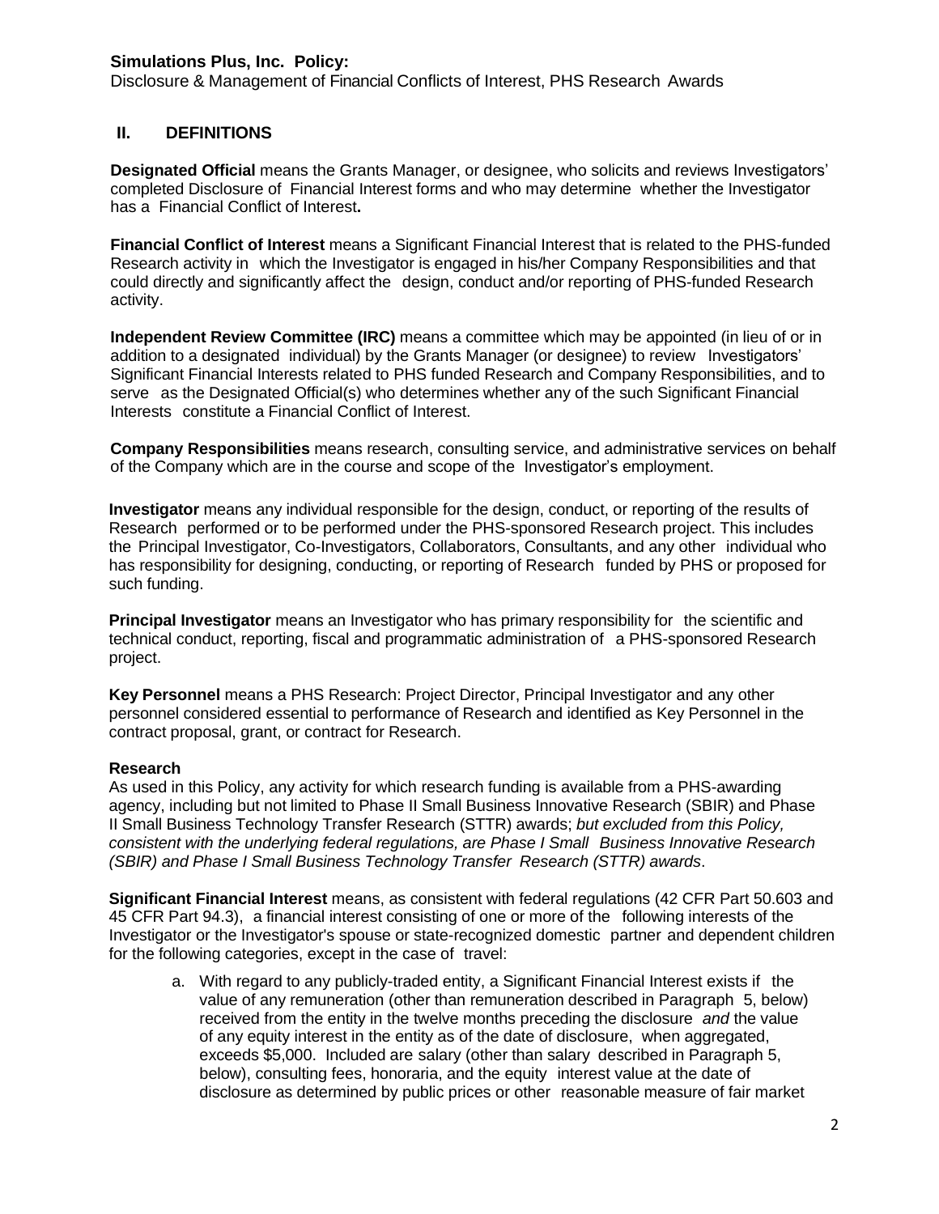## II. DEFINITIONS

**Designated Official** means the Grants Manager, or designee, who solicits and reviews Investigators' completed Disclosure of Financial Interest forms and who may determine whether the Investigator has a Financial Conflict of Interest**.**

**Financial Conflict of Interest** means a Significant Financial Interest that is related to the PHS-funded Research activity in which the Investigator is engaged in his/her Company Responsibilities and that could directly and significantly affect the design, conduct and/or reporting of PHS-funded Research activity.

**Independent Review Committee (IRC)** means a committee which may be appointed (in lieu of or in addition to a designated individual) by the Grants Manager (or designee) to review Investigators' Significant Financial Interests related to PHS funded Research and Company Responsibilities, and to serve as the Designated Official(s) who determines whether any of the such Significant Financial Interests constitute a Financial Conflict of Interest.

**Company Responsibilities** means research, consulting service, and administrative services on behalf of the Company which are in the course and scope of the Investigator's employment.

**Investigator** means any individual responsible for the design, conduct, or reporting of the results of Research performed or to be performed under the PHS-sponsored Research project. This includes the Principal Investigator, Co-Investigators, Collaborators, Consultants, and any other individual who has responsibility for designing, conducting, or reporting of Research funded by PHS or proposed for such funding.

**Principal Investigator** means an Investigator who has primary responsibility for the scientific and technical conduct, reporting, fiscal and programmatic administration of a PHS-sponsored Research project.

**Key Personnel** means a PHS Research: Project Director, Principal Investigator and any other personnel considered essential to performance of Research and identified as Key Personnel in the contract proposal, grant, or contract for Research.

**Research**

As used in this Policy, any activity for which research funding is available from a PHS-awarding agency, including but not limited to Phase II Small Business Innovative Research (SBIR) and Phase II Small Business Technology Transfer Research (STTR) awards; *but excluded from this Policy, consistent with the underlying federal regulations, are Phase I Small Business Innovative Research (SBIR) and Phase I Small Business Technology Transfer Research (STTR) awards*.

**Significant Financial Interest** means, as consistent with federal regulations (42 CFR Part 50.603 and 45 CFR Part 94.3), a financial interest consisting of one or more of the following interests of the Investigator or the Investigator's spouse or state-recognized domestic partner and dependent children for the following categories, except in the case of travel:

a. With regard to any publicly-traded entity, a Significant Financial Interest exists if the value of any remuneration (other than remuneration described in Paragraph 5, below) received from the entity in the twelve months preceding the disclosure *and* the value of any equity interest in the entity as of the date of disclosure, when aggregated, exceeds $5,000. Included are salary (other than salary described in Paragraph 5, below), consulting fees, honoraria, and the equity interest value at the date of disclosure as determined by public prices or other reasonable measure of fair market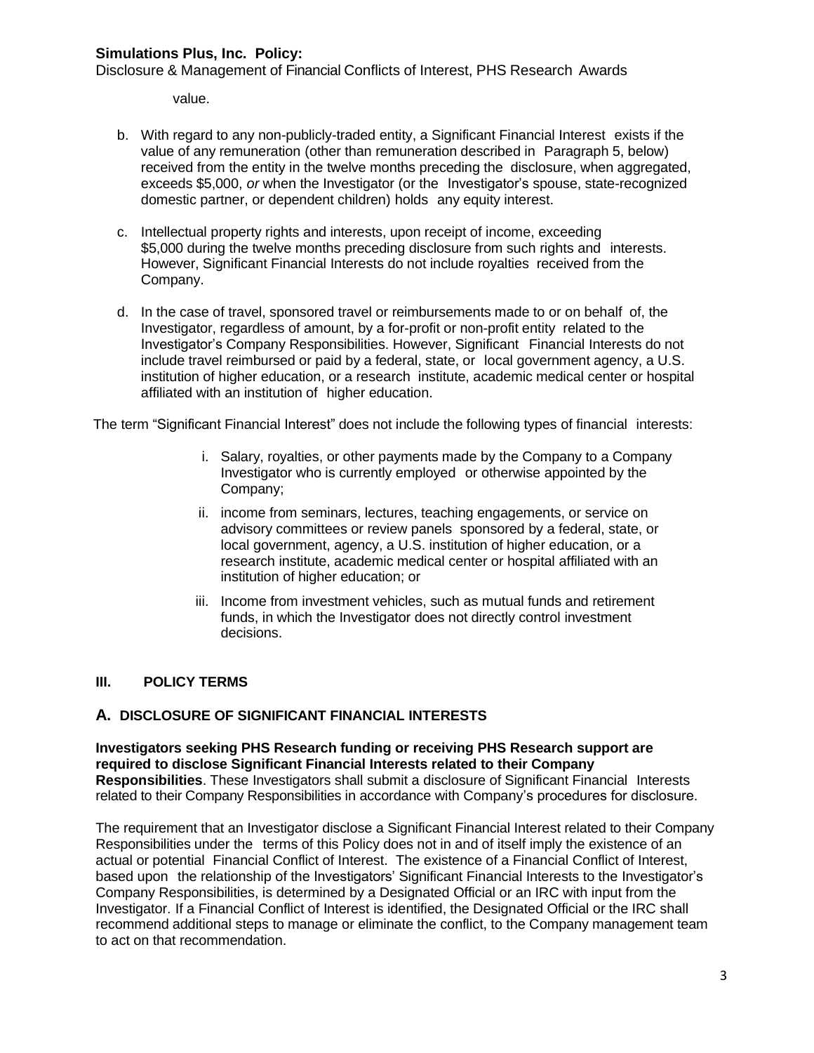value.

b. With regard to any non-publicly-traded entity, a Significant Financial Interest exists if the value of any remuneration (other than remuneration described in Paragraph 5, below) received from the entity in the twelve months preceding the disclosure, when aggregated, exceeds $5,000, *or* when the Investigator (or the Investigator's spouse, state-recognized domestic partner, or dependent children) holds any equity interest.

c. Intellectual property rights and interests, upon receipt of income, exceeding $5,000 during the twelve months preceding disclosure from such rights and interests. However, Significant Financial Interests do not include royalties received from the Company.

d. In the case of travel, sponsored travel or reimbursements made to or on behalf of, the Investigator, regardless of amount, by a for-profit or non-profit entity related to the Investigator's Company Responsibilities. However, Significant Financial Interests do not include travel reimbursed or paid by a federal, state, or local government agency, a U.S. institution of higher education, or a research institute, academic medical center or hospital affiliated with an institution of higher education.

The term "Significant Financial Interest" does not include the following types of financial interests:

i. Salary, royalties, or other payments made by the Company to a Company Investigator who is currently employed or otherwise appointed by the Company;

ii. income from seminars, lectures, teaching engagements, or service on advisory committees or review panels sponsored by a federal, state, or local government, agency, a U.S. institution of higher education, or a research institute, academic medical center or hospital affiliated with an institution of higher education; or

iii. Income from investment vehicles, such as mutual funds and retirement funds, in which the Investigator does not directly control investment decisions.

## III. POLICY TERMS

### A. DISCLOSURE OF SIGNIFICANT FINANCIAL INTERESTS

**Investigators seeking PHS Research funding or receiving PHS Research support are required to disclose Significant Financial Interests related to their Company Responsibilities**. These Investigators shall submit a disclosure of Significant Financial Interests related to their Company Responsibilities in accordance with Company's procedures for disclosure.

The requirement that an Investigator disclose a Significant Financial Interest related to their Company Responsibilities under the terms of this Policy does not in and of itself imply the existence of an actual or potential Financial Conflict of Interest. The existence of a Financial Conflict of Interest, based upon the relationship of the Investigators' Significant Financial Interests to the Investigator's Company Responsibilities, is determined by a Designated Official or an IRC with input from the Investigator. If a Financial Conflict of Interest is identified, the Designated Official or the IRC shall recommend additional steps to manage or eliminate the conflict, to the Company management team to act on that recommendation.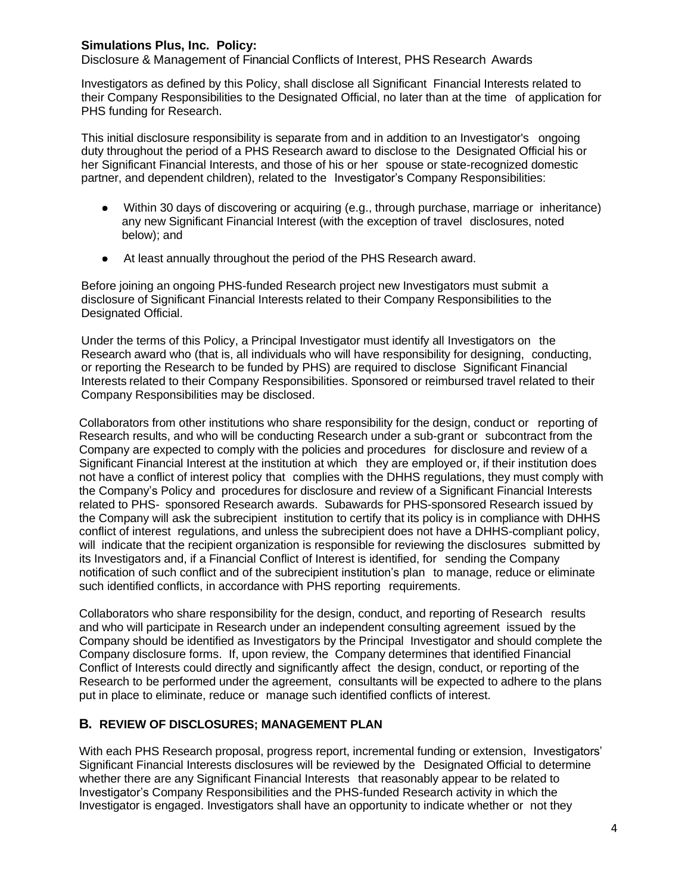**Simulations Plus, Inc. Policy:**
Disclosure & Management of Financial Conflicts of Interest, PHS Research Awards

Investigators as defined by this Policy, shall disclose all Significant Financial Interests related to their Company Responsibilities to the Designated Official, no later than at the time of application for PHS funding for Research.

This initial disclosure responsibility is separate from and in addition to an Investigator's ongoing duty throughout the period of a PHS Research award to disclose to the Designated Official his or her Significant Financial Interests, and those of his or her spouse or state-recognized domestic partner, and dependent children), related to the Investigator's Company Responsibilities:

- Within 30 days of discovering or acquiring (e.g., through purchase, marriage or inheritance) any new Significant Financial Interest (with the exception of travel disclosures, noted below); and
- At least annually throughout the period of the PHS Research award.

Before joining an ongoing PHS-funded Research project new Investigators must submit a disclosure of Significant Financial Interests related to their Company Responsibilities to the Designated Official.

Under the terms of this Policy, a Principal Investigator must identify all Investigators on the Research award who (that is, all individuals who will have responsibility for designing, conducting, or reporting the Research to be funded by PHS) are required to disclose Significant Financial Interests related to their Company Responsibilities. Sponsored or reimbursed travel related to their Company Responsibilities may be disclosed.

Collaborators from other institutions who share responsibility for the design, conduct or reporting of Research results, and who will be conducting Research under a sub-grant or subcontract from the Company are expected to comply with the policies and procedures for disclosure and review of a Significant Financial Interest at the institution at which they are employed or, if their institution does not have a conflict of interest policy that complies with the DHHS regulations, they must comply with the Company's Policy and procedures for disclosure and review of a Significant Financial Interests related to PHS- sponsored Research awards. Subawards for PHS-sponsored Research issued by the Company will ask the subrecipient institution to certify that its policy is in compliance with DHHS conflict of interest regulations, and unless the subrecipient does not have a DHHS-compliant policy, will indicate that the recipient organization is responsible for reviewing the disclosures submitted by its Investigators and, if a Financial Conflict of Interest is identified, for sending the Company notification of such conflict and of the subrecipient institution's plan to manage, reduce or eliminate such identified conflicts, in accordance with PHS reporting requirements.

Collaborators who share responsibility for the design, conduct, and reporting of Research results and who will participate in Research under an independent consulting agreement issued by the Company should be identified as Investigators by the Principal Investigator and should complete the Company disclosure forms. If, upon review, the Company determines that identified Financial Conflict of Interests could directly and significantly affect the design, conduct, or reporting of the Research to be performed under the agreement, consultants will be expected to adhere to the plans put in place to eliminate, reduce or manage such identified conflicts of interest.

## B. REVIEW OF DISCLOSURES; MANAGEMENT PLAN

With each PHS Research proposal, progress report, incremental funding or extension, Investigators' Significant Financial Interests disclosures will be reviewed by the Designated Official to determine whether there are any Significant Financial Interests that reasonably appear to be related to Investigator's Company Responsibilities and the PHS-funded Research activity in which the Investigator is engaged. Investigators shall have an opportunity to indicate whether or not they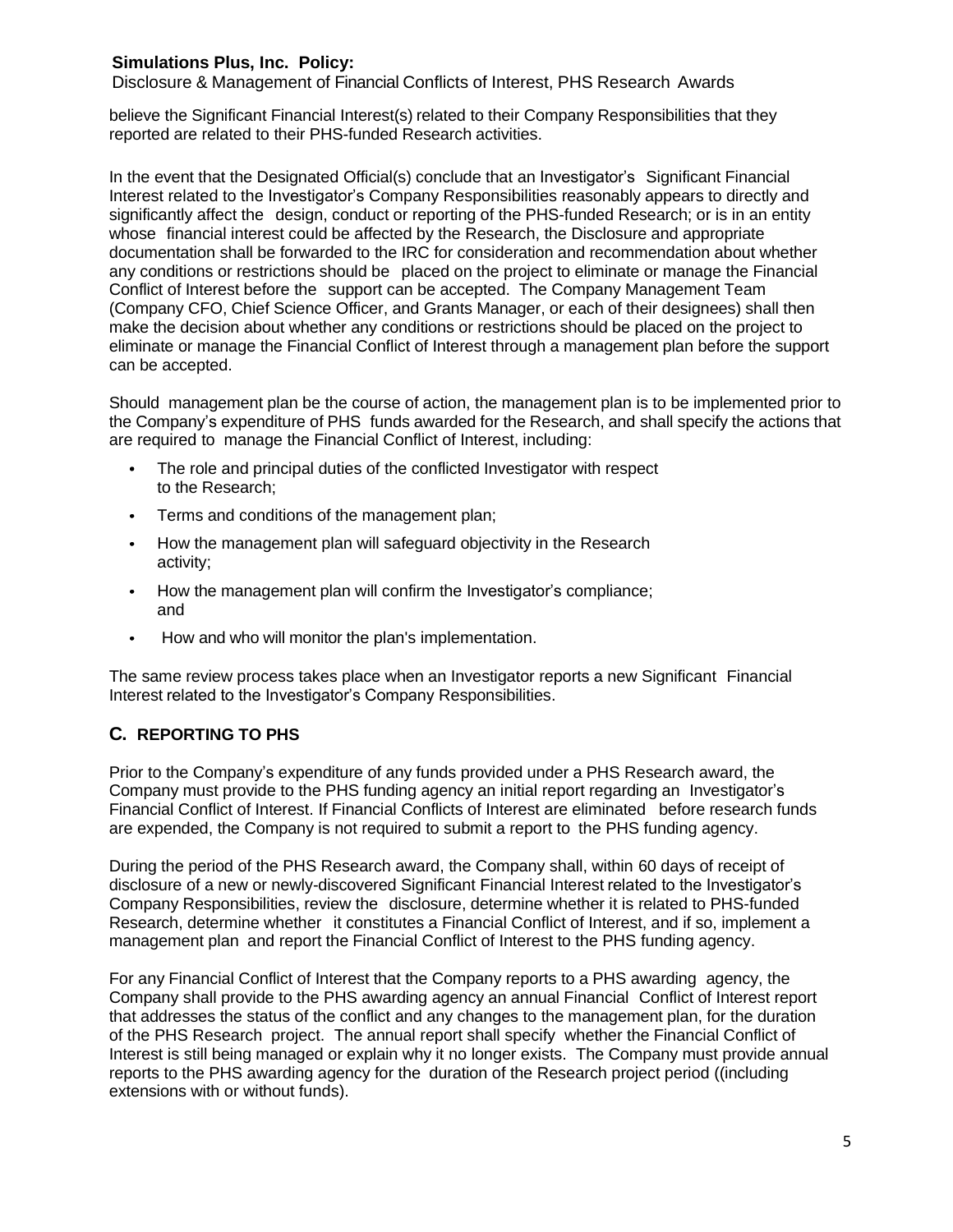believe the Significant Financial Interest(s) related to their Company Responsibilities that they reported are related to their PHS-funded Research activities.

In the event that the Designated Official(s) conclude that an Investigator's Significant Financial Interest related to the Investigator's Company Responsibilities reasonably appears to directly and significantly affect the design, conduct or reporting of the PHS-funded Research; or is in an entity whose financial interest could be affected by the Research, the Disclosure and appropriate documentation shall be forwarded to the IRC for consideration and recommendation about whether any conditions or restrictions should be placed on the project to eliminate or manage the Financial Conflict of Interest before the support can be accepted. The Company Management Team (Company CFO, Chief Science Officer, and Grants Manager, or each of their designees) shall then make the decision about whether any conditions or restrictions should be placed on the project to eliminate or manage the Financial Conflict of Interest through a management plan before the support can be accepted.

Should management plan be the course of action, the management plan is to be implemented prior to the Company's expenditure of PHS funds awarded for the Research, and shall specify the actions that are required to manage the Financial Conflict of Interest, including:

- The role and principal duties of the conflicted Investigator with respect to the Research;
- Terms and conditions of the management plan;
- How the management plan will safeguard objectivity in the Research activity;
- How the management plan will confirm the Investigator's compliance; and
- How and who will monitor the plan's implementation.

The same review process takes place when an Investigator reports a new Significant Financial Interest related to the Investigator's Company Responsibilities.

## C. REPORTING TO PHS

Prior to the Company's expenditure of any funds provided under a PHS Research award, the Company must provide to the PHS funding agency an initial report regarding an Investigator's Financial Conflict of Interest. If Financial Conflicts of Interest are eliminated before research funds are expended, the Company is not required to submit a report to the PHS funding agency.

During the period of the PHS Research award, the Company shall, within 60 days of receipt of disclosure of a new or newly-discovered Significant Financial Interest related to the Investigator's Company Responsibilities, review the disclosure, determine whether it is related to PHS-funded Research, determine whether it constitutes a Financial Conflict of Interest, and if so, implement a management plan and report the Financial Conflict of Interest to the PHS funding agency.

For any Financial Conflict of Interest that the Company reports to a PHS awarding agency, the Company shall provide to the PHS awarding agency an annual Financial Conflict of Interest report that addresses the status of the conflict and any changes to the management plan, for the duration of the PHS Research project. The annual report shall specify whether the Financial Conflict of Interest is still being managed or explain why it no longer exists. The Company must provide annual reports to the PHS awarding agency for the duration of the Research project period ((including extensions with or without funds).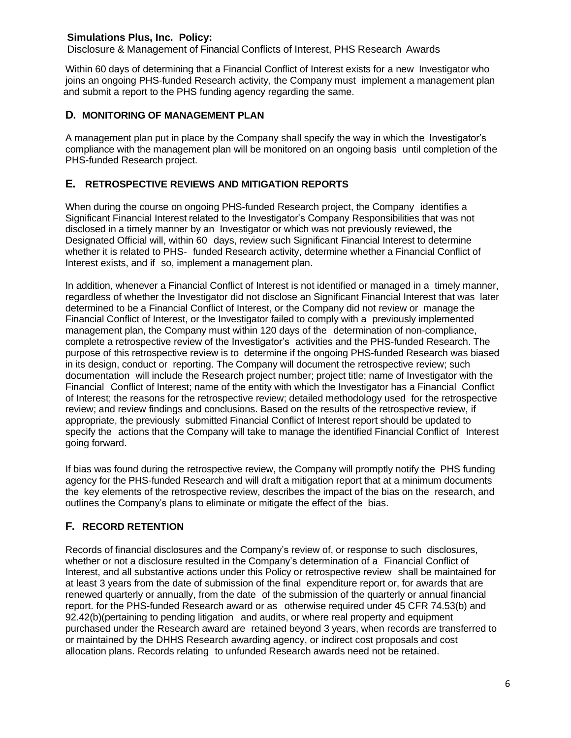Within 60 days of determining that a Financial Conflict of Interest exists for a new Investigator who joins an ongoing PHS-funded Research activity, the Company must implement a management plan and submit a report to the PHS funding agency regarding the same.

## D. MONITORING OF MANAGEMENT PLAN

A management plan put in place by the Company shall specify the way in which the Investigator's compliance with the management plan will be monitored on an ongoing basis until completion of the PHS-funded Research project.

## E. RETROSPECTIVE REVIEWS AND MITIGATION REPORTS

When during the course on ongoing PHS-funded Research project, the Company identifies a Significant Financial Interest related to the Investigator's Company Responsibilities that was not disclosed in a timely manner by an Investigator or which was not previously reviewed, the Designated Official will, within 60 days, review such Significant Financial Interest to determine whether it is related to PHS- funded Research activity, determine whether a Financial Conflict of Interest exists, and if so, implement a management plan.

In addition, whenever a Financial Conflict of Interest is not identified or managed in a timely manner, regardless of whether the Investigator did not disclose an Significant Financial Interest that was later determined to be a Financial Conflict of Interest, or the Company did not review or manage the Financial Conflict of Interest, or the Investigator failed to comply with a previously implemented management plan, the Company must within 120 days of the determination of non-compliance, complete a retrospective review of the Investigator's activities and the PHS-funded Research. The purpose of this retrospective review is to determine if the ongoing PHS-funded Research was biased in its design, conduct or reporting. The Company will document the retrospective review; such documentation will include the Research project number; project title; name of Investigator with the Financial Conflict of Interest; name of the entity with which the Investigator has a Financial Conflict of Interest; the reasons for the retrospective review; detailed methodology used for the retrospective review; and review findings and conclusions. Based on the results of the retrospective review, if appropriate, the previously submitted Financial Conflict of Interest report should be updated to specify the actions that the Company will take to manage the identified Financial Conflict of Interest going forward.

If bias was found during the retrospective review, the Company will promptly notify the PHS funding agency for the PHS-funded Research and will draft a mitigation report that at a minimum documents the key elements of the retrospective review, describes the impact of the bias on the research, and outlines the Company's plans to eliminate or mitigate the effect of the bias.

## F. RECORD RETENTION

Records of financial disclosures and the Company's review of, or response to such disclosures, whether or not a disclosure resulted in the Company's determination of a Financial Conflict of Interest, and all substantive actions under this Policy or retrospective review shall be maintained for at least 3 years from the date of submission of the final expenditure report or, for awards that are renewed quarterly or annually, from the date of the submission of the quarterly or annual financial report. for the PHS-funded Research award or as otherwise required under 45 CFR 74.53(b) and 92.42(b)(pertaining to pending litigation and audits, or where real property and equipment purchased under the Research award are retained beyond 3 years, when records are transferred to or maintained by the DHHS Research awarding agency, or indirect cost proposals and cost allocation plans. Records relating to unfunded Research awards need not be retained.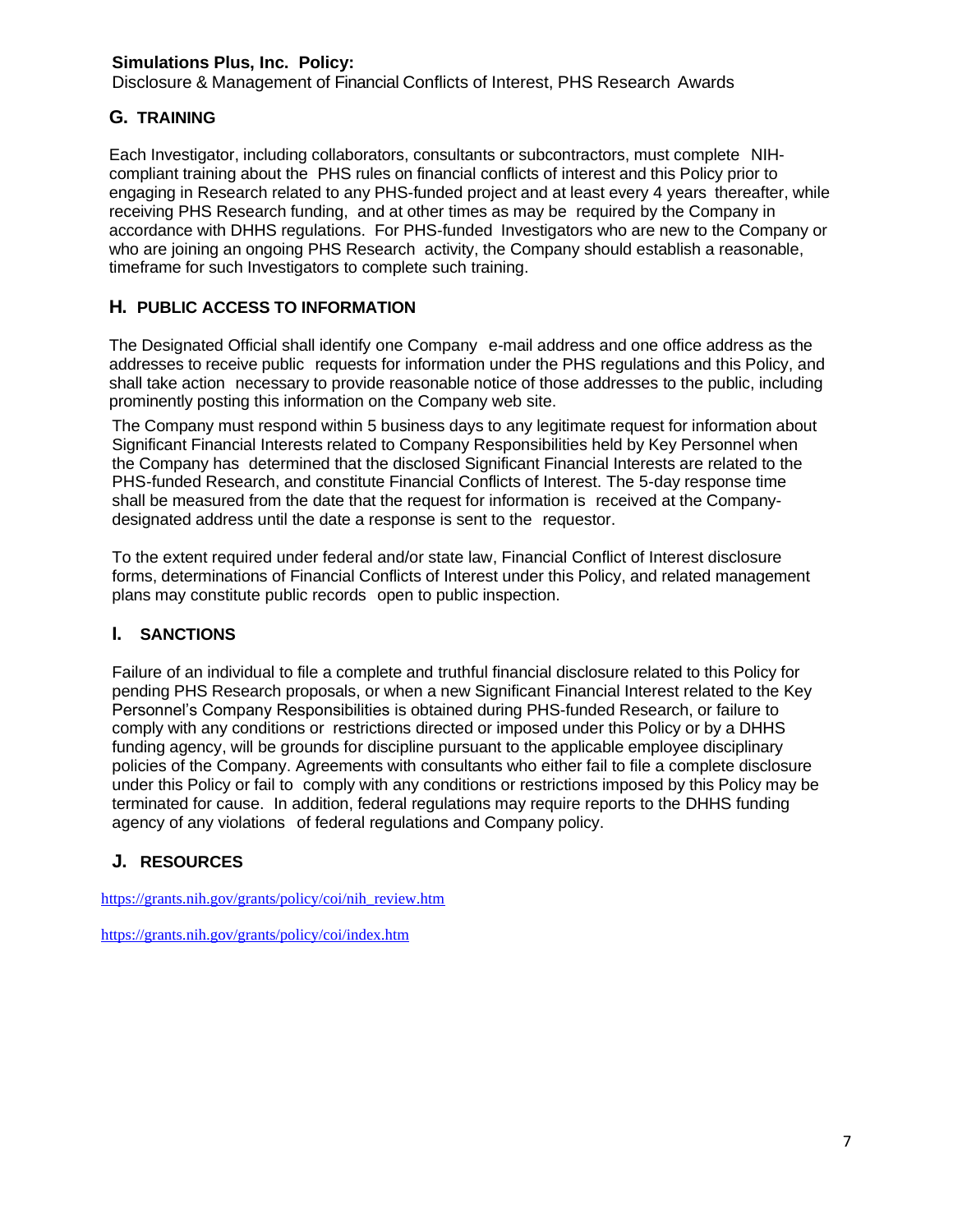## G. TRAINING

Each Investigator, including collaborators, consultants or subcontractors, must complete NIH-compliant training about the PHS rules on financial conflicts of interest and this Policy prior to engaging in Research related to any PHS-funded project and at least every 4 years thereafter, while receiving PHS Research funding, and at other times as may be required by the Company in accordance with DHHS regulations. For PHS-funded Investigators who are new to the Company or who are joining an ongoing PHS Research activity, the Company should establish a reasonable, timeframe for such Investigators to complete such training.

## H. PUBLIC ACCESS TO INFORMATION

The Designated Official shall identify one Company e-mail address and one office address as the addresses to receive public requests for information under the PHS regulations and this Policy, and shall take action necessary to provide reasonable notice of those addresses to the public, including prominently posting this information on the Company web site.

The Company must respond within 5 business days to any legitimate request for information about Significant Financial Interests related to Company Responsibilities held by Key Personnel when the Company has determined that the disclosed Significant Financial Interests are related to the PHS-funded Research, and constitute Financial Conflicts of Interest. The 5-day response time shall be measured from the date that the request for information is received at the Company-designated address until the date a response is sent to the requestor.

To the extent required under federal and/or state law, Financial Conflict of Interest disclosure forms, determinations of Financial Conflicts of Interest under this Policy, and related management plans may constitute public records open to public inspection.

## I. SANCTIONS

Failure of an individual to file a complete and truthful financial disclosure related to this Policy for pending PHS Research proposals, or when a new Significant Financial Interest related to the Key Personnel's Company Responsibilities is obtained during PHS-funded Research, or failure to comply with any conditions or restrictions directed or imposed under this Policy or by a DHHS funding agency, will be grounds for discipline pursuant to the applicable employee disciplinary policies of the Company. Agreements with consultants who either fail to file a complete disclosure under this Policy or fail to comply with any conditions or restrictions imposed by this Policy may be terminated for cause. In addition, federal regulations may require reports to the DHHS funding agency of any violations of federal regulations and Company policy.

## J. RESOURCES

https://grants.nih.gov/grants/policy/coi/nih_review.htm

https://grants.nih.gov/grants/policy/coi/index.htm